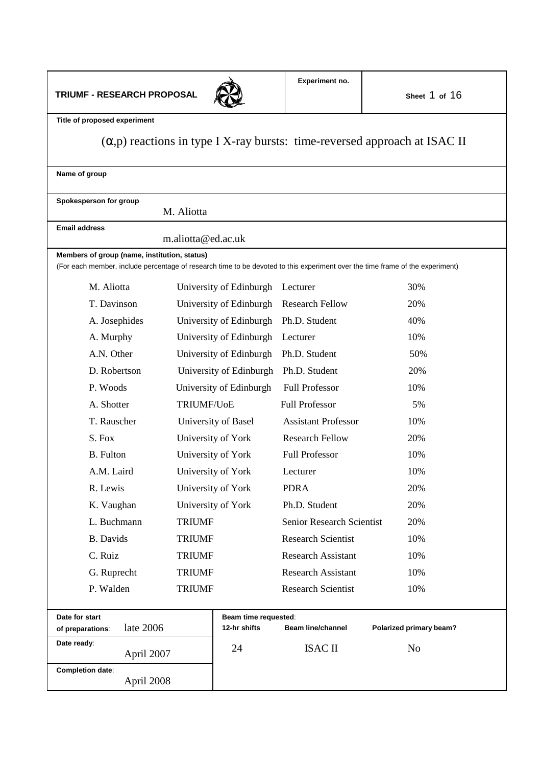**TRIUMF - RESEARCH PROPOSAL**

**Experiment no.**

**Sheet** 1 **of** 16

**Title of proposed experiment**

# ($\alpha$,p) reactions in type I X-ray bursts: time-reversed approach at ISAC II

**Name of group**

**Spokesperson for group**

M. Aliotta

**Email address**

m.aliotta@ed.ac.uk

**Members of group (name, institution, status)**

(For each member, include percentage of research time to be devoted to this experiment over the time frame of the experiment)

| Name | Institution | Status | % |
|---|---|---|---|
| M. Aliotta | University of Edinburgh | Lecturer | 30% |
| T. Davinson | University of Edinburgh | Research Fellow | 20% |
| A. Josephides | University of Edinburgh | Ph.D. Student | 40% |
| A. Murphy | University of Edinburgh | Lecturer | 10% |
| A.N. Other | University of Edinburgh | Ph.D. Student | 50% |
| D. Robertson | University of Edinburgh | Ph.D. Student | 20% |
| P. Woods | University of Edinburgh | Full Professor | 10% |
| A. Shotter | TRIUMF/UoE | Full Professor | 5% |
| T. Rauscher | University of Basel | Assistant Professor | 10% |
| S. Fox | University of York | Research Fellow | 20% |
| B. Fulton | University of York | Full Professor | 10% |
| A.M. Laird | University of York | Lecturer | 10% |
| R. Lewis | University of York | PDRA | 20% |
| K. Vaughan | University of York | Ph.D. Student | 20% |
| L. Buchmann | TRIUMF | Senior Research Scientist | 20% |
| B. Davids | TRIUMF | Research Scientist | 10% |
| C. Ruiz | TRIUMF | Research Assistant | 10% |
| G. Ruprecht | TRIUMF | Research Assistant | 10% |
| P. Walden | TRIUMF | Research Scientist | 10% |

| Date for start of preparations: late 2006 | Beam time requested: 12-hr shifts | Beam line/channel | Polarized primary beam? |
|---|---|---|---|
| Date ready: April 2007 | 24 | ISAC II | No |
| Completion date: April 2008 | | | |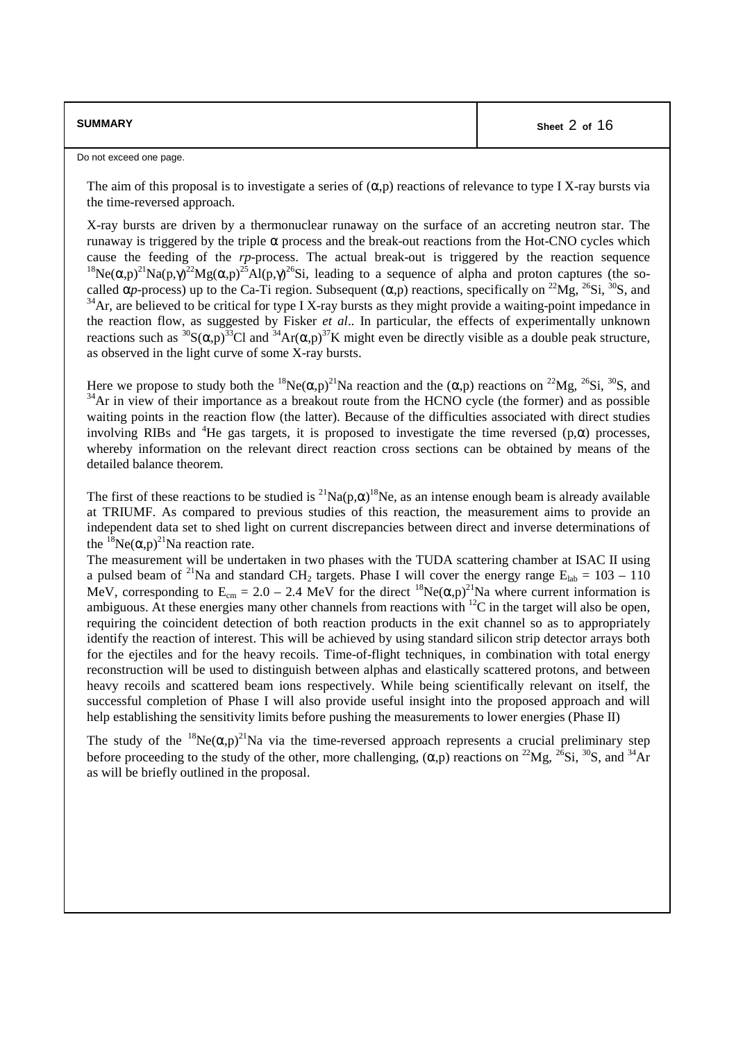**SUMMARY**

Do not exceed one page.

The aim of this proposal is to investigate a series of $(\alpha,p)$ reactions of relevance to type I X-ray bursts via the time-reversed approach.

X-ray bursts are driven by a thermonuclear runaway on the surface of an accreting neutron star. The runaway is triggered by the triple $\alpha$ process and the break-out reactions from the Hot-CNO cycles which cause the feeding of the *rp*-process. The actual break-out is triggered by the reaction sequence $^{18}Ne(\alpha,p)^{21}Na(p,\gamma)^{22}Mg(\alpha,p)^{25}Al(p,\gamma)^{26}Si$, leading to a sequence of alpha and proton captures (the so-called $\alpha p$-process) up to the Ca-Ti region. Subsequent $(\alpha,p)$ reactions, specifically on $^{22}Mg$, $^{26}Si$, $^{30}S$, and $^{34}Ar$, are believed to be critical for type I X-ray bursts as they might provide a waiting-point impedance in the reaction flow, as suggested by Fisker *et al*.. In particular, the effects of experimentally unknown reactions such as $^{30}S(\alpha,p)^{33}Cl$ and $^{34}Ar(\alpha,p)^{37}K$ might even be directly visible as a double peak structure, as observed in the light curve of some X-ray bursts.

Here we propose to study both the $^{18}Ne(\alpha,p)^{21}Na$ reaction and the $(\alpha,p)$ reactions on $^{22}Mg$, $^{26}Si$, $^{30}S$, and $^{34}Ar$ in view of their importance as a breakout route from the HCNO cycle (the former) and as possible waiting points in the reaction flow (the latter). Because of the difficulties associated with direct studies involving RIBs and $^{4}He$ gas targets, it is proposed to investigate the time reversed $(p,\alpha)$ processes, whereby information on the relevant direct reaction cross sections can be obtained by means of the detailed balance theorem.

The first of these reactions to be studied is $^{21}Na(p,\alpha)^{18}Ne$, as an intense enough beam is already available at TRIUMF. As compared to previous studies of this reaction, the measurement aims to provide an independent data set to shed light on current discrepancies between direct and inverse determinations of the $^{18}Ne(\alpha,p)^{21}Na$ reaction rate.

The measurement will be undertaken in two phases with the TUDA scattering chamber at ISAC II using a pulsed beam of $^{21}Na$ and standard $CH_2$ targets. Phase I will cover the energy range $E_{lab}$ = 103 – 110 MeV, corresponding to $E_{cm}$ = 2.0 – 2.4 MeV for the direct $^{18}Ne(\alpha,p)^{21}Na$ where current information is ambiguous. At these energies many other channels from reactions with $^{12}C$ in the target will also be open, requiring the coincident detection of both reaction products in the exit channel so as to appropriately identify the reaction of interest. This will be achieved by using standard silicon strip detector arrays both for the ejectiles and for the heavy recoils. Time-of-flight techniques, in combination with total energy reconstruction will be used to distinguish between alphas and elastically scattered protons, and between heavy recoils and scattered beam ions respectively. While being scientifically relevant on itself, the successful completion of Phase I will also provide useful insight into the proposed approach and will help establishing the sensitivity limits before pushing the measurements to lower energies (Phase II)

The study of the $^{18}Ne(\alpha,p)^{21}Na$ via the time-reversed approach represents a crucial preliminary step before proceeding to the study of the other, more challenging, $(\alpha,p)$ reactions on $^{22}Mg$, $^{26}Si$, $^{30}S$, and $^{34}Ar$ as will be briefly outlined in the proposal.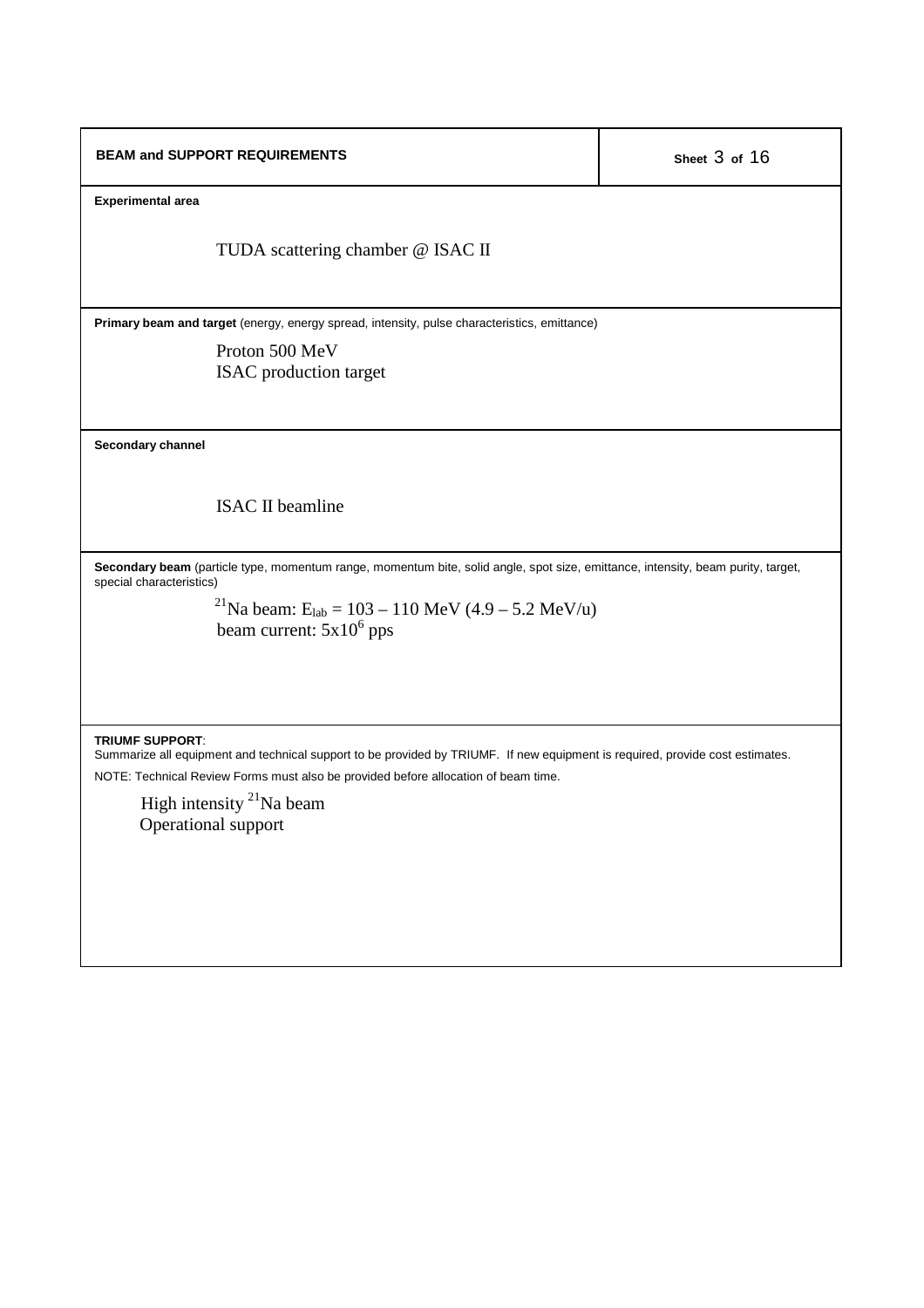## BEAM and SUPPORT REQUIREMENTS

Sheet 3 of 16

**Experimental area**

TUDA scattering chamber @ ISAC II

**Primary beam and target** (energy, energy spread, intensity, pulse characteristics, emittance)

Proton 500 MeV
ISAC production target

**Secondary channel**

ISAC II beamline

**Secondary beam** (particle type, momentum range, momentum bite, solid angle, spot size, emittance, intensity, beam purity, target, special characteristics)

$^{21}$Na beam: $E_{lab}$ = 103 – 110 MeV (4.9 – 5.2 MeV/u)
beam current: $5 \times 10^{6}$ pps

**TRIUMF SUPPORT**:
Summarize all equipment and technical support to be provided by TRIUMF. If new equipment is required, provide cost estimates.

NOTE: Technical Review Forms must also be provided before allocation of beam time.

High intensity $^{21}$Na beam
Operational support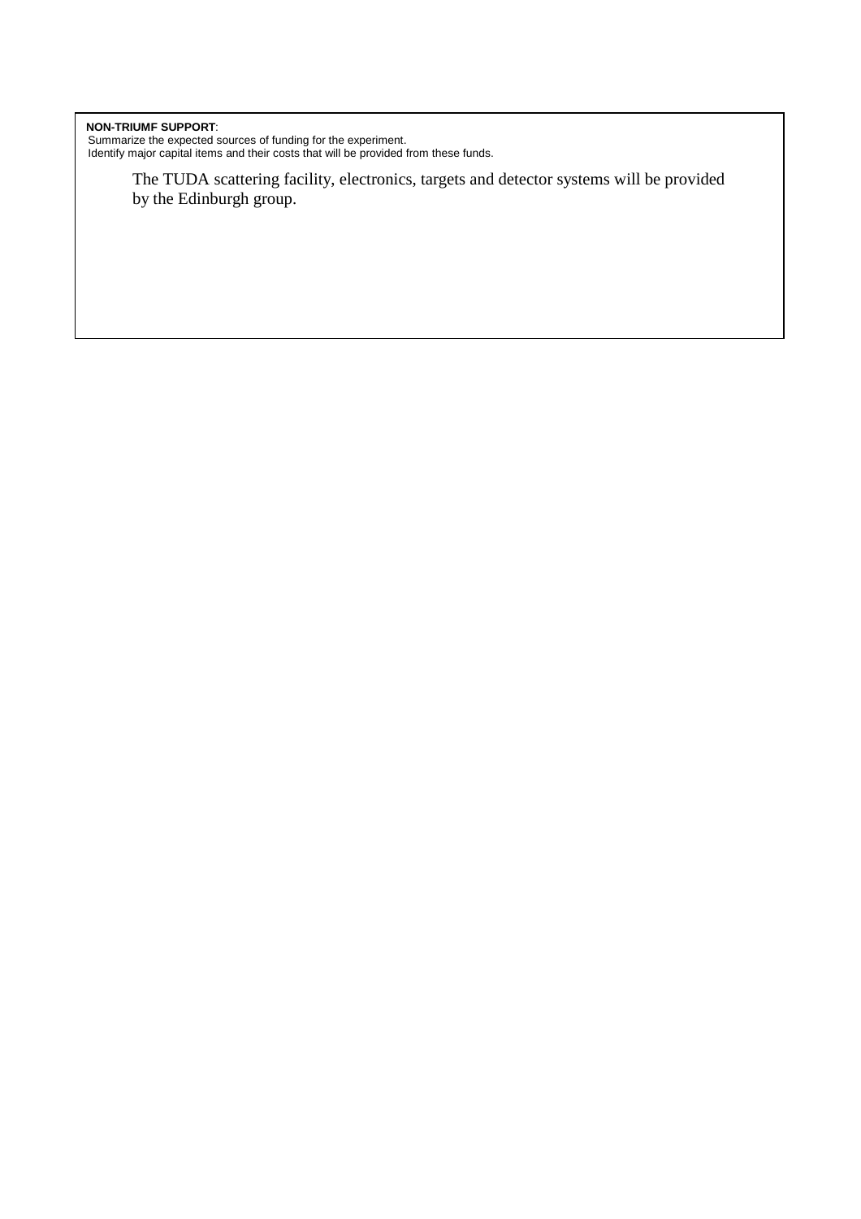**NON-TRIUMF SUPPORT**:

Summarize the expected sources of funding for the experiment.
Identify major capital items and their costs that will be provided from these funds.

The TUDA scattering facility, electronics, targets and detector systems will be provided by the Edinburgh group.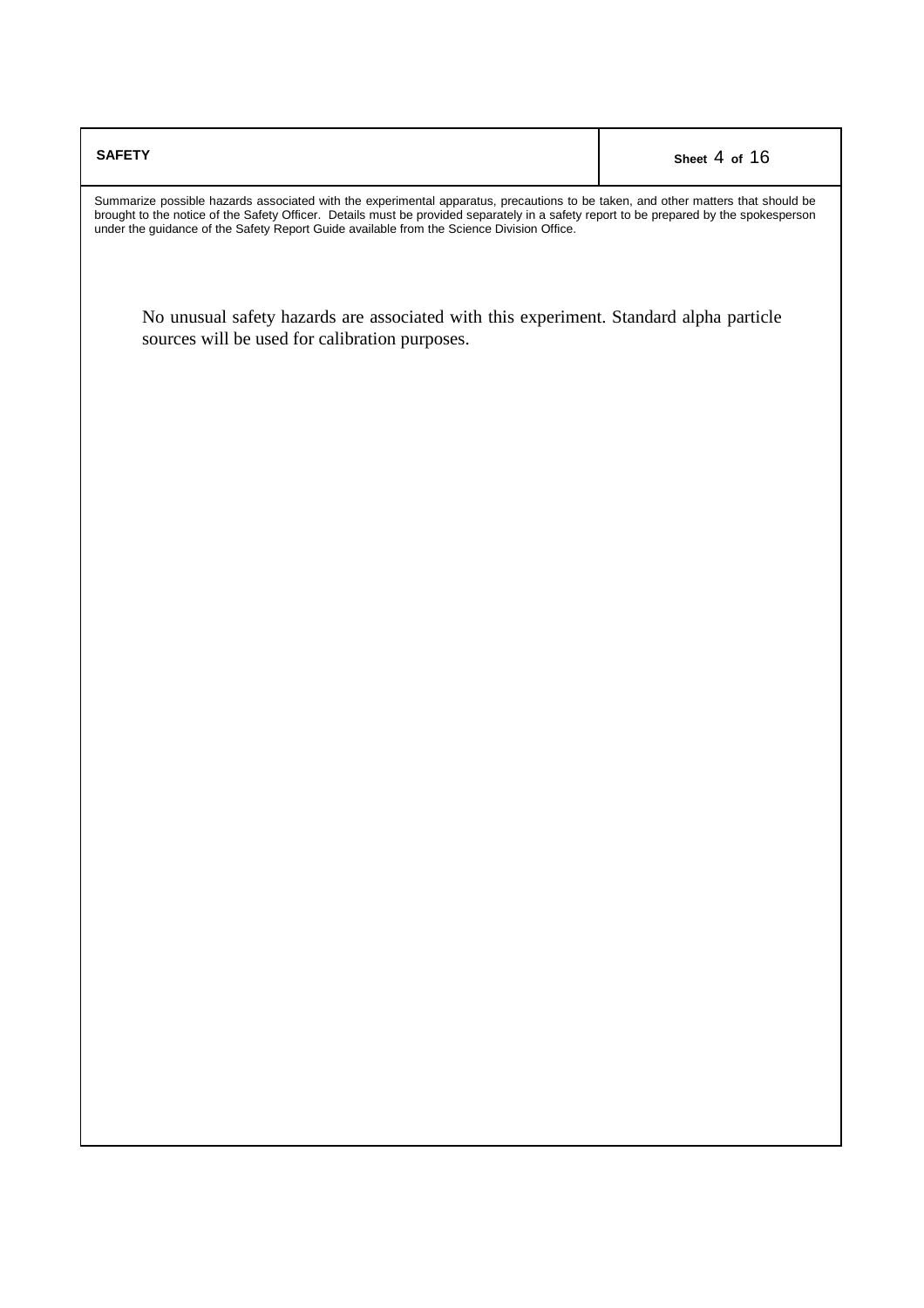## SAFETY

Summarize possible hazards associated with the experimental apparatus, precautions to be taken, and other matters that should be brought to the notice of the Safety Officer. Details must be provided separately in a safety report to be prepared by the spokesperson under the guidance of the Safety Report Guide available from the Science Division Office.

No unusual safety hazards are associated with this experiment. Standard alpha particle sources will be used for calibration purposes.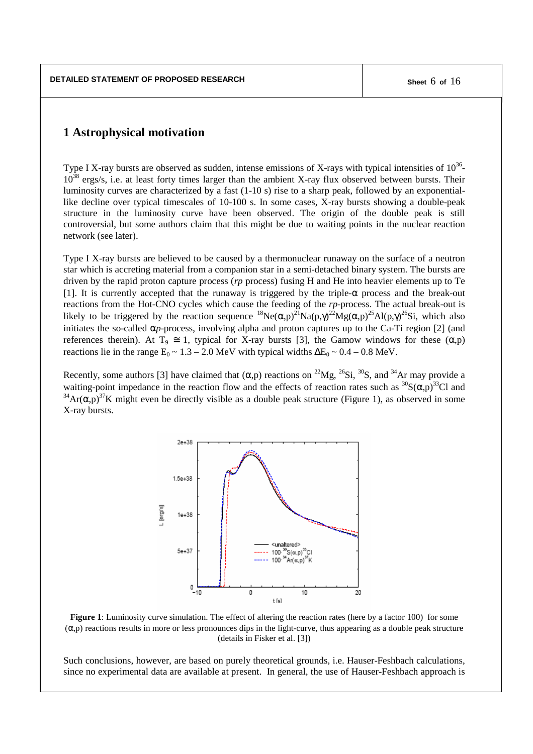# 1 Astrophysical motivation

Type I X-ray bursts are observed as sudden, intense emissions of X-rays with typical intensities of $10^{36}$-$10^{38}$ ergs/s, i.e. at least forty times larger than the ambient X-ray flux observed between bursts. Their luminosity curves are characterized by a fast (1-10 s) rise to a sharp peak, followed by an exponential-like decline over typical timescales of 10-100 s. In some cases, X-ray bursts showing a double-peak structure in the luminosity curve have been observed. The origin of the double peak is still controversial, but some authors claim that this might be due to waiting points in the nuclear reaction network (see later).

Type I X-ray bursts are believed to be caused by a thermonuclear runaway on the surface of a neutron star which is accreting material from a companion star in a semi-detached binary system. The bursts are driven by the rapid proton capture process (*rp* process) fusing H and He into heavier elements up to Te [1]. It is currently accepted that the runaway is triggered by the triple-$\alpha$ process and the break-out reactions from the Hot-CNO cycles which cause the feeding of the *rp*-process. The actual break-out is likely to be triggered by the reaction sequence $^{18}Ne(\alpha,p)^{21}Na(p,\gamma)^{22}Mg(\alpha,p)^{25}Al(p,\gamma)^{26}Si$, which also initiates the so-called $\alpha p$-process, involving alpha and proton captures up to the Ca-Ti region [2] (and references therein). At $T_9 \cong 1$, typical for X-ray bursts [3], the Gamow windows for these $(\alpha,p)$ reactions lie in the range $E_0 \sim 1.3 - 2.0$ MeV with typical widths $\Delta E_0 \sim 0.4 - 0.8$ MeV.

Recently, some authors [3] have claimed that $(\alpha,p)$ reactions on $^{22}Mg$, $^{26}Si$, $^{30}S$, and $^{34}Ar$ may provide a waiting-point impedance in the reaction flow and the effects of reaction rates such as $^{30}S(\alpha,p)^{33}Cl$ and $^{34}Ar(\alpha,p)^{37}K$ might even be directly visible as a double peak structure (Figure 1), as observed in some X-ray bursts.

**Figure 1**: Luminosity curve simulation. The effect of altering the reaction rates (here by a factor 100) for some $(\alpha,p)$ reactions results in more or less pronounces dips in the light-curve, thus appearing as a double peak structure (details in Fisker et al. [3])

Such conclusions, however, are based on purely theoretical grounds, i.e. Hauser-Feshbach calculations, since no experimental data are available at present. In general, the use of Hauser-Feshbach approach is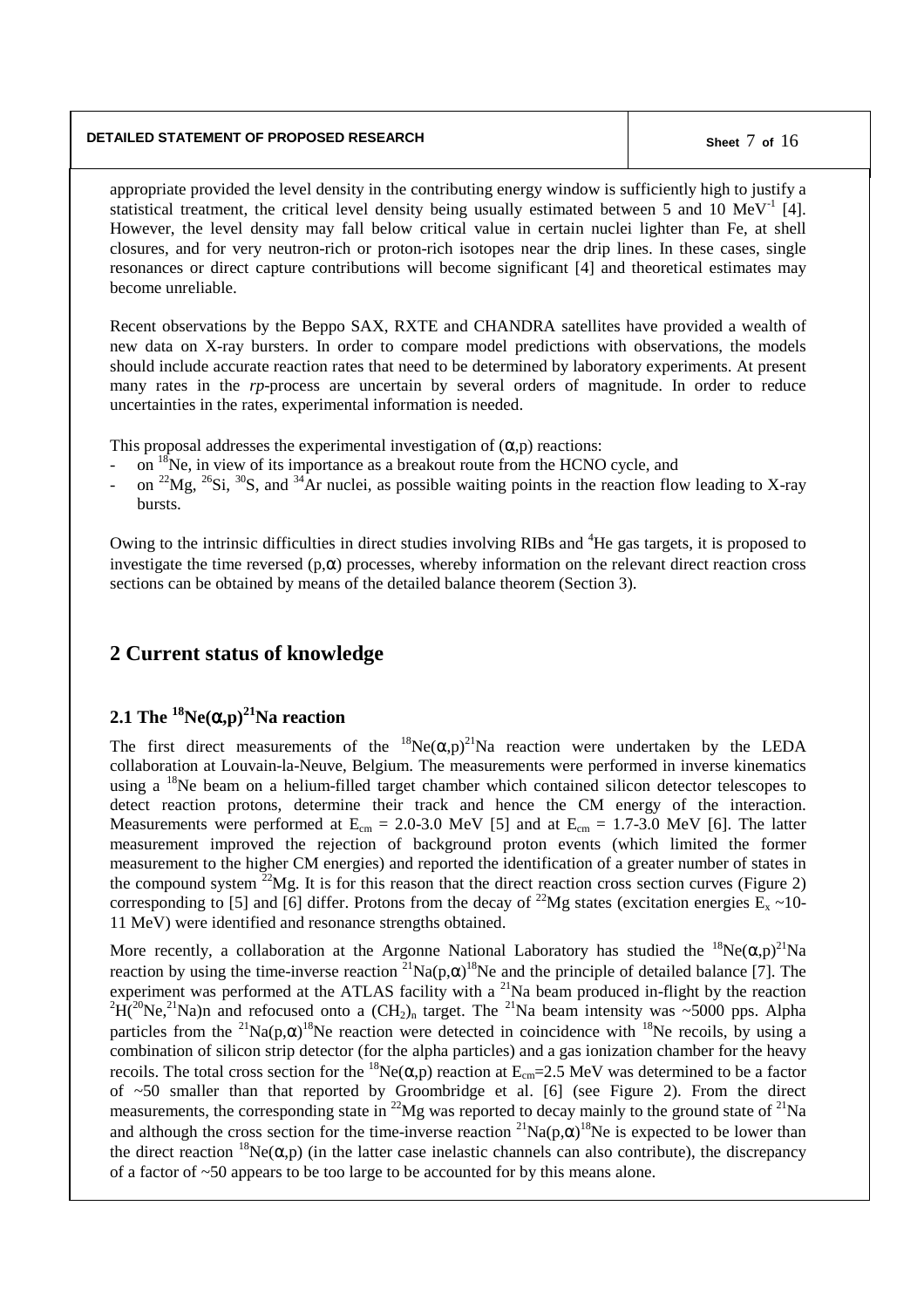appropriate provided the level density in the contributing energy window is sufficiently high to justify a statistical treatment, the critical level density being usually estimated between 5 and 10 $MeV^{-1}$ [4]. However, the level density may fall below critical value in certain nuclei lighter than Fe, at shell closures, and for very neutron-rich or proton-rich isotopes near the drip lines. In these cases, single resonances or direct capture contributions will become significant [4] and theoretical estimates may become unreliable.

Recent observations by the Beppo SAX, RXTE and CHANDRA satellites have provided a wealth of new data on X-ray bursters. In order to compare model predictions with observations, the models should include accurate reaction rates that need to be determined by laboratory experiments. At present many rates in the *rp*-process are uncertain by several orders of magnitude. In order to reduce uncertainties in the rates, experimental information is needed.

This proposal addresses the experimental investigation of $(\alpha,p)$ reactions:

- on $^{18}$Ne, in view of its importance as a breakout route from the HCNO cycle, and
- on $^{22}$Mg, $^{26}$Si, $^{30}$S, and $^{34}$Ar nuclei, as possible waiting points in the reaction flow leading to X-ray bursts.

Owing to the intrinsic difficulties in direct studies involving RIBs and $^{4}$He gas targets, it is proposed to investigate the time reversed $(p,\alpha)$ processes, whereby information on the relevant direct reaction cross sections can be obtained by means of the detailed balance theorem (Section 3).

## 2 Current status of knowledge

### 2.1 The $^{18}Ne(\alpha,p)^{21}Na$ reaction

The first direct measurements of the $^{18}Ne(\alpha,p)^{21}Na$ reaction were undertaken by the LEDA collaboration at Louvain-la-Neuve, Belgium. The measurements were performed in inverse kinematics using a $^{18}$Ne beam on a helium-filled target chamber which contained silicon detector telescopes to detect reaction protons, determine their track and hence the CM energy of the interaction. Measurements were performed at $E_{cm}$ = 2.0-3.0 MeV [5] and at $E_{cm}$ = 1.7-3.0 MeV [6]. The latter measurement improved the rejection of background proton events (which limited the former measurement to the higher CM energies) and reported the identification of a greater number of states in the compound system $^{22}$Mg. It is for this reason that the direct reaction cross section curves (Figure 2) corresponding to [5] and [6] differ. Protons from the decay of $^{22}$Mg states (excitation energies $E_x$ ~10-11 MeV) were identified and resonance strengths obtained.

More recently, a collaboration at the Argonne National Laboratory has studied the $^{18}Ne(\alpha,p)^{21}Na$ reaction by using the time-inverse reaction $^{21}Na(p,\alpha)^{18}Ne$ and the principle of detailed balance [7]. The experiment was performed at the ATLAS facility with a $^{21}$Na beam produced in-flight by the reaction $^{2}H(^{20}Ne,^{21}Na)n$ and refocused onto a $(CH_2)_n$ target. The $^{21}$Na beam intensity was ~5000 pps. Alpha particles from the $^{21}Na(p,\alpha)^{18}Ne$ reaction were detected in coincidence with $^{18}$Ne recoils, by using a combination of silicon strip detector (for the alpha particles) and a gas ionization chamber for the heavy recoils. The total cross section for the $^{18}Ne(\alpha,p)$ reaction at $E_{cm}$=2.5 MeV was determined to be a factor of ~50 smaller than that reported by Groombridge et al. [6] (see Figure 2). From the direct measurements, the corresponding state in $^{22}$Mg was reported to decay mainly to the ground state of $^{21}$Na and although the cross section for the time-inverse reaction $^{21}Na(p,\alpha)^{18}Ne$ is expected to be lower than the direct reaction $^{18}Ne(\alpha,p)$ (in the latter case inelastic channels can also contribute), the discrepancy of a factor of ~50 appears to be too large to be accounted for by this means alone.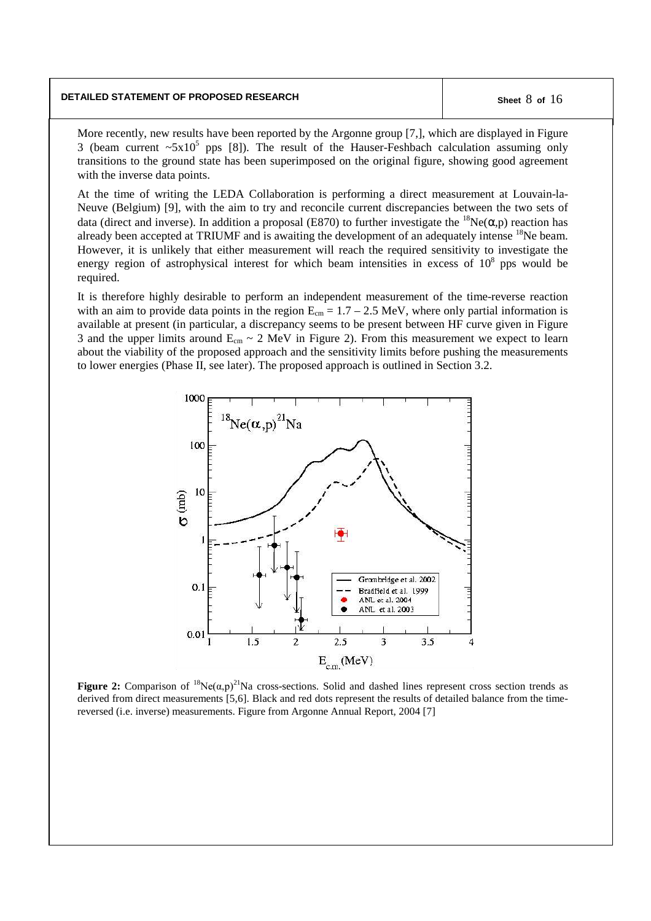More recently, new results have been reported by the Argonne group [7,], which are displayed in Figure 3 (beam current ~$5x10^5$ pps [8]). The result of the Hauser-Feshbach calculation assuming only transitions to the ground state has been superimposed on the original figure, showing good agreement with the inverse data points.

At the time of writing the LEDA Collaboration is performing a direct measurement at Louvain-la-Neuve (Belgium) [9], with the aim to try and reconcile current discrepancies between the two sets of data (direct and inverse). In addition a proposal (E870) to further investigate the $^{18}$Ne($\alpha$,p) reaction has already been accepted at TRIUMF and is awaiting the development of an adequately intense $^{18}$Ne beam. However, it is unlikely that either measurement will reach the required sensitivity to investigate the energy region of astrophysical interest for which beam intensities in excess of $10^8$ pps would be required.

It is therefore highly desirable to perform an independent measurement of the time-reverse reaction with an aim to provide data points in the region $E_{cm}$ = 1.7 – 2.5 MeV, where only partial information is available at present (in particular, a discrepancy seems to be present between HF curve given in Figure 3 and the upper limits around $E_{cm}$ ~ 2 MeV in Figure 2). From this measurement we expect to learn about the viability of the proposed approach and the sensitivity limits before pushing the measurements to lower energies (Phase II, see later). The proposed approach is outlined in Section 3.2.

**Figure 2:** Comparison of $^{18}$Ne($\alpha$,p)$^{21}$Na cross-sections. Solid and dashed lines represent cross section trends as derived from direct measurements [5,6]. Black and red dots represent the results of detailed balance from the time-reversed (i.e. inverse) measurements. Figure from Argonne Annual Report, 2004 [7]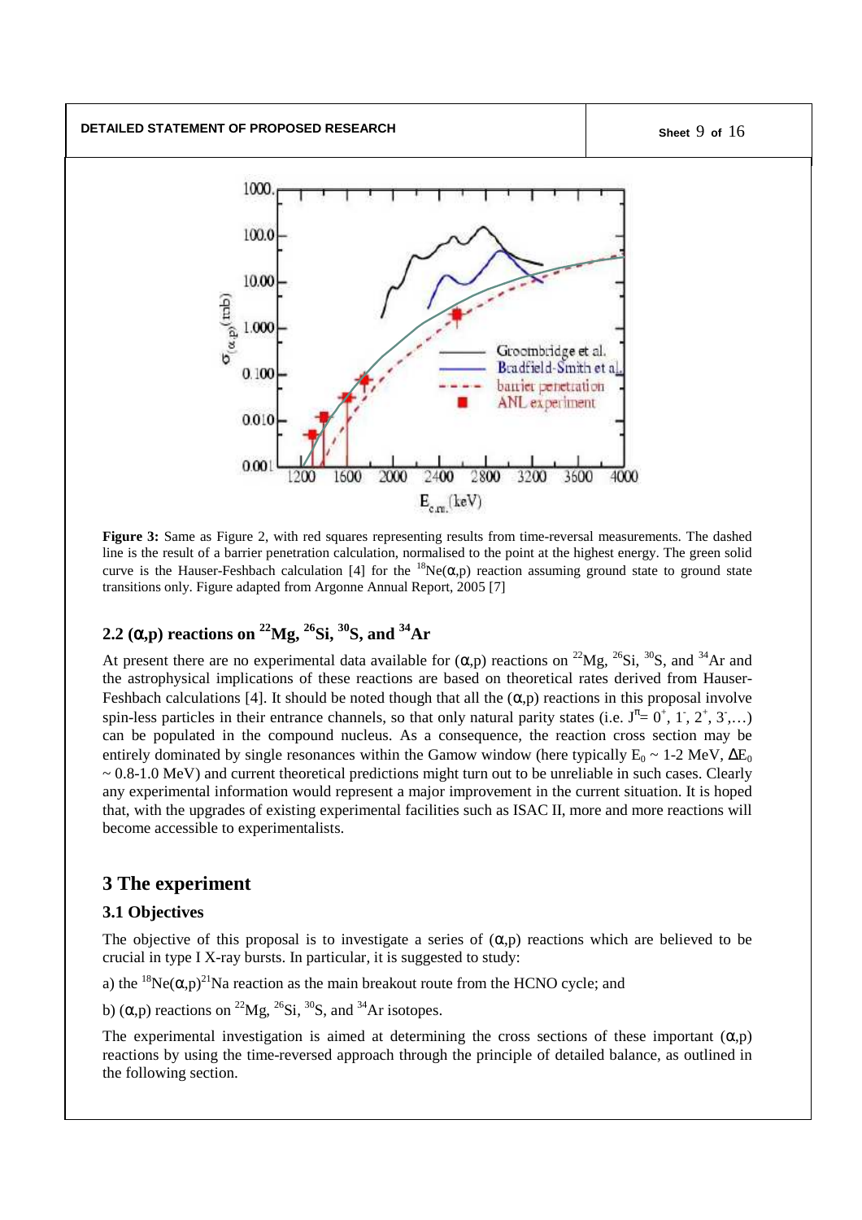**Figure 3:** Same as Figure 2, with red squares representing results from time-reversal measurements. The dashed line is the result of a barrier penetration calculation, normalised to the point at the highest energy. The green solid curve is the Hauser-Feshbach calculation [4] for the $^{18}$Ne($\alpha$,p) reaction assuming ground state to ground state transitions only. Figure adapted from Argonne Annual Report, 2005 [7]

## 2.2 ($\alpha$,p) reactions on $^{22}$Mg, $^{26}$Si, $^{30}$S, and $^{34}$Ar

At present there are no experimental data available for ($\alpha$,p) reactions on $^{22}$Mg, $^{26}$Si, $^{30}$S, and $^{34}$Ar and the astrophysical implications of these reactions are based on theoretical rates derived from Hauser-Feshbach calculations [4]. It should be noted though that all the ($\alpha$,p) reactions in this proposal involve spin-less particles in their entrance channels, so that only natural parity states (i.e. $J^{\pi} = 0^{+}, 1^{-}, 2^{+}, 3^{-}, \ldots$) can be populated in the compound nucleus. As a consequence, the reaction cross section may be entirely dominated by single resonances within the Gamow window (here typically $E_0 \sim$ 1-2 MeV, $\Delta E_0 \sim$ 0.8-1.0 MeV) and current theoretical predictions might turn out to be unreliable in such cases. Clearly any experimental information would represent a major improvement in the current situation. It is hoped that, with the upgrades of existing experimental facilities such as ISAC II, more and more reactions will become accessible to experimentalists.

# 3 The experiment

## 3.1 Objectives

The objective of this proposal is to investigate a series of ($\alpha$,p) reactions which are believed to be crucial in type I X-ray bursts. In particular, it is suggested to study:

a) the $^{18}$Ne($\alpha$,p)$^{21}$Na reaction as the main breakout route from the HCNO cycle; and

b) ($\alpha$,p) reactions on $^{22}$Mg, $^{26}$Si, $^{30}$S, and $^{34}$Ar isotopes.

The experimental investigation is aimed at determining the cross sections of these important ($\alpha$,p) reactions by using the time-reversed approach through the principle of detailed balance, as outlined in the following section.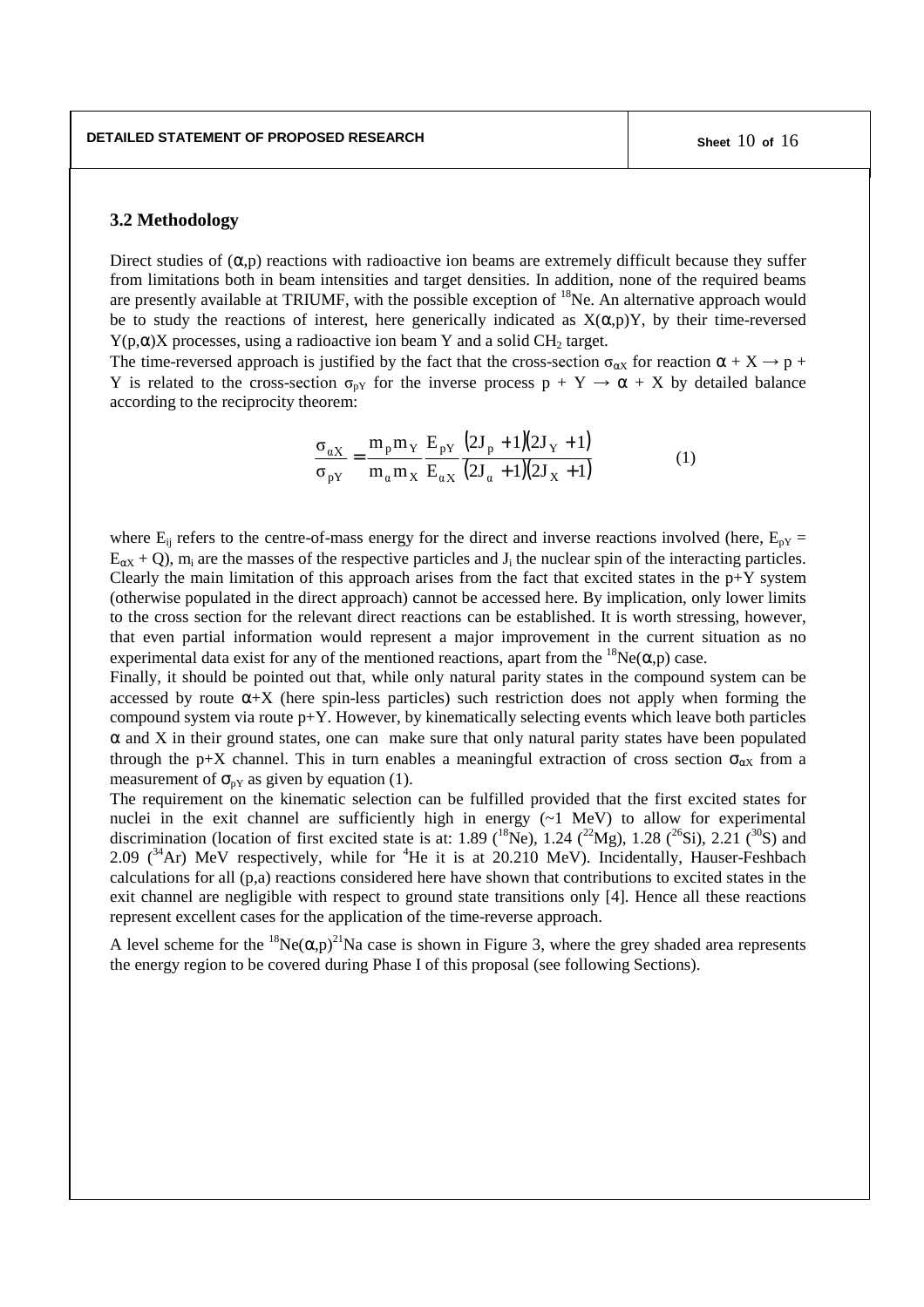### 3.2 Methodology

Direct studies of ($\alpha$,p) reactions with radioactive ion beams are extremely difficult because they suffer from limitations both in beam intensities and target densities. In addition, none of the required beams are presently available at TRIUMF, with the possible exception of $^{18}$Ne. An alternative approach would be to study the reactions of interest, here generically indicated as X($\alpha$,p)Y, by their time-reversed Y(p,$\alpha$)X processes, using a radioactive ion beam Y and a solid $CH_2$ target.

The time-reversed approach is justified by the fact that the cross-section $\sigma_{\alpha X}$ for reaction $\alpha + X \rightarrow p + Y$ is related to the cross-section $\sigma_{pY}$ for the inverse process $p + Y \rightarrow \alpha + X$ by detailed balance according to the reciprocity theorem:

$$\frac{\sigma_{\alpha X}}{\sigma_{pY}} = \frac{m_p m_Y}{m_\alpha m_X} \frac{E_{pY}}{E_{\alpha X}} \frac{(2J_p + 1)(2J_Y + 1)}{(2J_\alpha + 1)(2J_X + 1)} \qquad (1)$$

where $E_{ij}$ refers to the centre-of-mass energy for the direct and inverse reactions involved (here, $E_{pY} = E_{\alpha X} + Q$), $m_i$ are the masses of the respective particles and $J_i$ the nuclear spin of the interacting particles. Clearly the main limitation of this approach arises from the fact that excited states in the p+Y system (otherwise populated in the direct approach) cannot be accessed here. By implication, only lower limits to the cross section for the relevant direct reactions can be established. It is worth stressing, however, that even partial information would represent a major improvement in the current situation as no experimental data exist for any of the mentioned reactions, apart from the $^{18}$Ne($\alpha$,p) case.

Finally, it should be pointed out that, while only natural parity states in the compound system can be accessed by route $\alpha$+X (here spin-less particles) such restriction does not apply when forming the compound system via route p+Y. However, by kinematically selecting events which leave both particles $\alpha$ and X in their ground states, one can make sure that only natural parity states have been populated through the p+X channel. This in turn enables a meaningful extraction of cross section $\sigma_{\alpha X}$ from a measurement of $\sigma_{pY}$ as given by equation (1).

The requirement on the kinematic selection can be fulfilled provided that the first excited states for nuclei in the exit channel are sufficiently high in energy (~1 MeV) to allow for experimental discrimination (location of first excited state is at: 1.89 ($^{18}$Ne), 1.24 ($^{22}$Mg), 1.28 ($^{26}$Si), 2.21 ($^{30}$S) and 2.09 ($^{34}$Ar) MeV respectively, while for $^4$He it is at 20.210 MeV). Incidentally, Hauser-Feshbach calculations for all (p,a) reactions considered here have shown that contributions to excited states in the exit channel are negligible with respect to ground state transitions only [4]. Hence all these reactions represent excellent cases for the application of the time-reverse approach.

A level scheme for the $^{18}$Ne($\alpha$,p)$^{21}$Na case is shown in Figure 3, where the grey shaded area represents the energy region to be covered during Phase I of this proposal (see following Sections).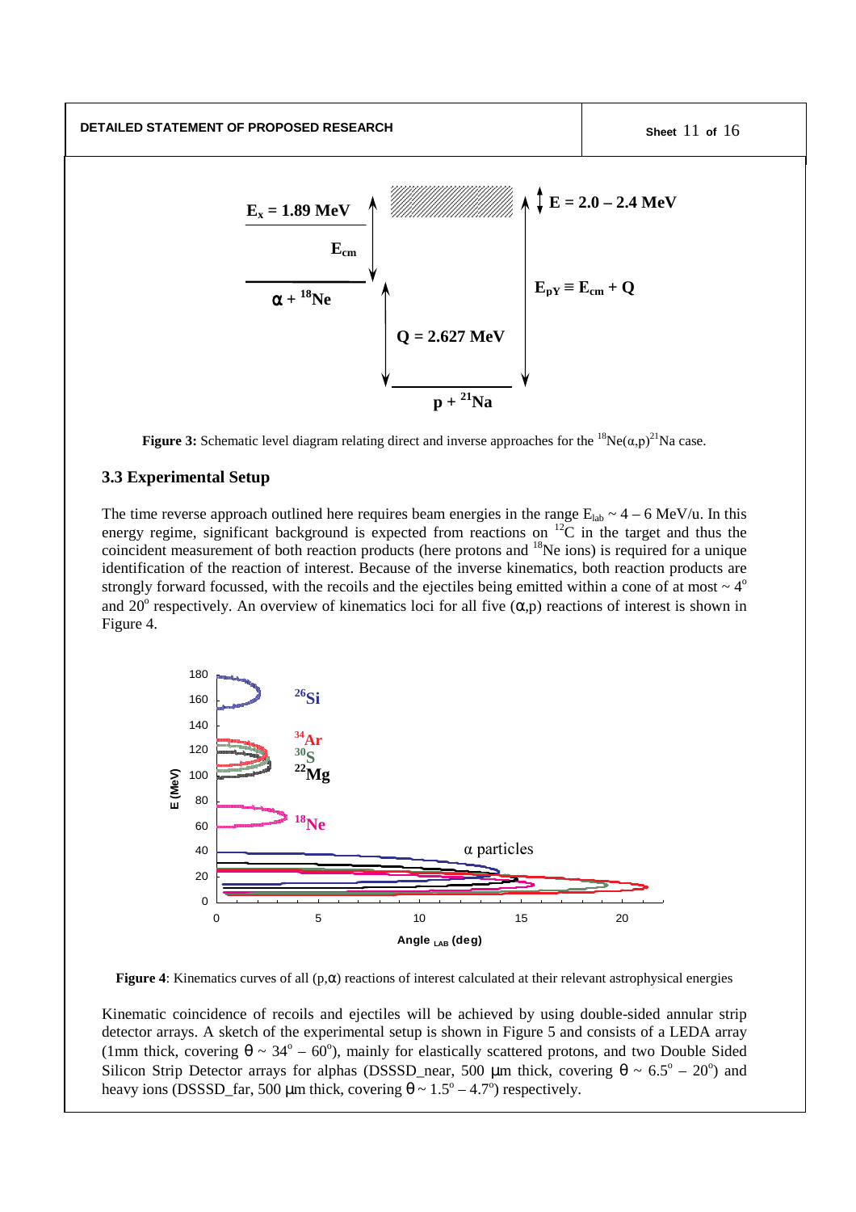**Figure 3:** Schematic level diagram relating direct and inverse approaches for the $^{18}Ne(\alpha,p)^{21}Na$ case.

### 3.3 Experimental Setup

The time reverse approach outlined here requires beam energies in the range $E_{lab} \sim 4 - 6$ MeV/u. In this energy regime, significant background is expected from reactions on $^{12}C$ in the target and thus the coincident measurement of both reaction products (here protons and $^{18}Ne$ ions) is required for a unique identification of the reaction of interest. Because of the inverse kinematics, both reaction products are strongly forward focussed, with the recoils and the ejectiles being emitted within a cone of at most $\sim 4^o$ and $20^o$ respectively. An overview of kinematics loci for all five $(\alpha,p)$ reactions of interest is shown in Figure 4.

**Figure 4**: Kinematics curves of all $(p,\alpha)$ reactions of interest calculated at their relevant astrophysical energies

Kinematic coincidence of recoils and ejectiles will be achieved by using double-sided annular strip detector arrays. A sketch of the experimental setup is shown in Figure 5 and consists of a LEDA array (1mm thick, covering $\theta \sim 34^o - 60^o$), mainly for elastically scattered protons, and two Double Sided Silicon Strip Detector arrays for alphas (DSSSD_near, 500 μm thick, covering $\theta \sim 6.5^o - 20^o$) and heavy ions (DSSSD_far, 500 μm thick, covering $\theta \sim 1.5^o - 4.7^o$) respectively.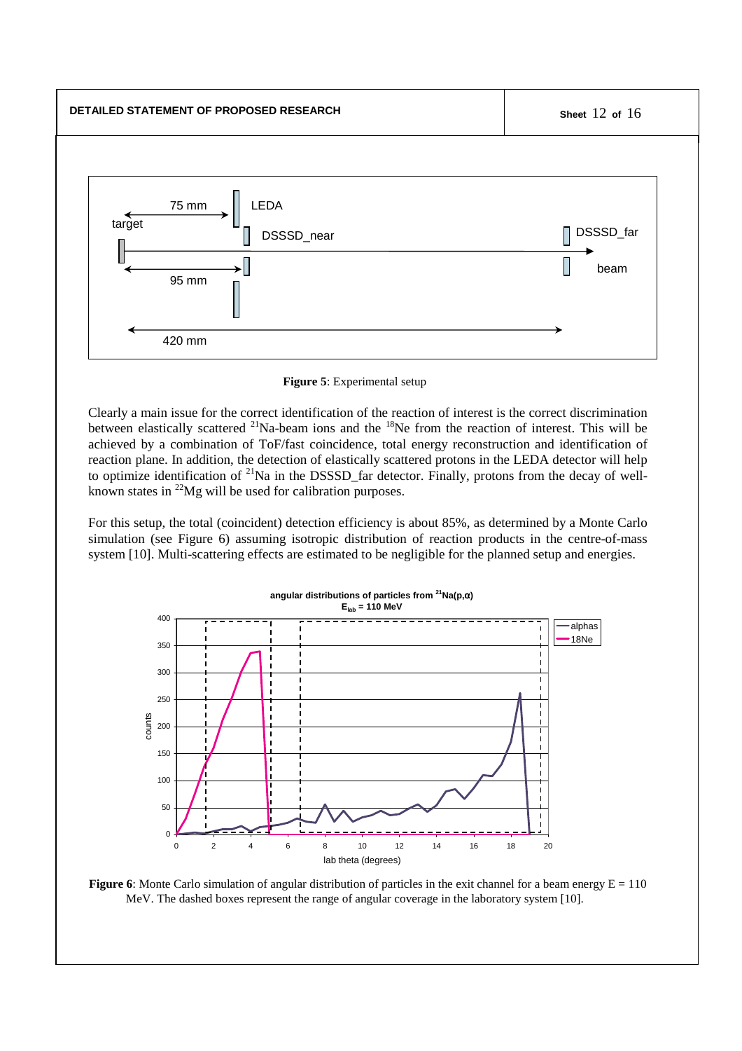**DETAILED STATEMENT OF PROPOSED RESEARCH**

**Figure 5**: Experimental setup

Clearly a main issue for the correct identification of the reaction of interest is the correct discrimination between elastically scattered $^{21}$Na-beam ions and the $^{18}$Ne from the reaction of interest. This will be achieved by a combination of ToF/fast coincidence, total energy reconstruction and identification of reaction plane. In addition, the detection of elastically scattered protons in the LEDA detector will help to optimize identification of $^{21}$Na in the DSSSD_far detector. Finally, protons from the decay of well-known states in $^{22}$Mg will be used for calibration purposes.

For this setup, the total (coincident) detection efficiency is about 85%, as determined by a Monte Carlo simulation (see Figure 6) assuming isotropic distribution of reaction products in the centre-of-mass system [10]. Multi-scattering effects are estimated to be negligible for the planned setup and energies.

**Figure 6**: Monte Carlo simulation of angular distribution of particles in the exit channel for a beam energy E = 110 MeV. The dashed boxes represent the range of angular coverage in the laboratory system [10].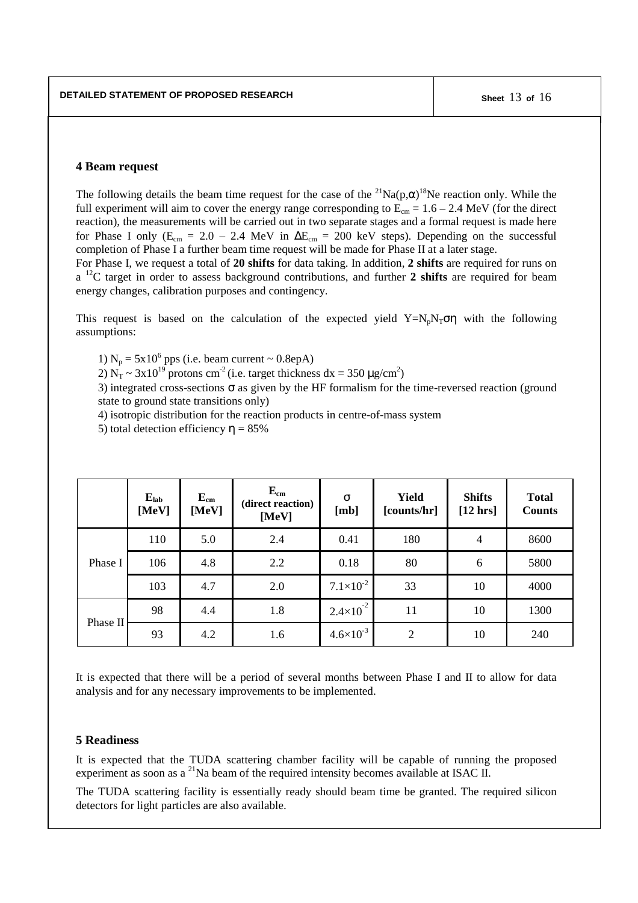## 4 Beam request

The following details the beam time request for the case of the $^{21}Na(p,\alpha)^{18}Ne$ reaction only. While the full experiment will aim to cover the energy range corresponding to $E_{cm}$ = 1.6 – 2.4 MeV (for the direct reaction), the measurements will be carried out in two separate stages and a formal request is made here for Phase I only ($E_{cm}$ = 2.0 – 2.4 MeV in $\Delta E_{cm}$ = 200 keV steps). Depending on the successful completion of Phase I a further beam time request will be made for Phase II at a later stage.

For Phase I, we request a total of **20 shifts** for data taking. In addition, **2 shifts** are required for runs on a $^{12}C$ target in order to assess background contributions, and further **2 shifts** are required for beam energy changes, calibration purposes and contingency.

This request is based on the calculation of the expected yield $Y=N_pN_T\sigma\eta$ with the following assumptions:

1) $N_p = 5x10^6$ pps (i.e. beam current ~ 0.8epA)
2) $N_T \sim 3x10^{19}$ protons cm$^{-2}$ (i.e. target thickness dx = 350 $\mu$g/cm$^2$)
3) integrated cross-sections $\sigma$ as given by the HF formalism for the time-reversed reaction (ground state to ground state transitions only)
4) isotropic distribution for the reaction products in centre-of-mass system
5) total detection efficiency $\eta$ = 85%

| | $E_{lab}$ [MeV] | $E_{cm}$ [MeV] | $E_{cm}$ (direct reaction) [MeV] | $\sigma$ [mb] | Yield [counts/hr] | Shifts [12 hrs] | Total Counts |
|---|---|---|---|---|---|---|---|
| Phase I | 110 | 5.0 | 2.4 | 0.41 | 180 | 4 | 8600 |
| | 106 | 4.8 | 2.2 | 0.18 | 80 | 6 | 5800 |
| | 103 | 4.7 | 2.0 | $7.1\times10^{-2}$ | 33 | 10 | 4000 |
| Phase II | 98 | 4.4 | 1.8 | $2.4\times10^{-2}$ | 11 | 10 | 1300 |
| | 93 | 4.2 | 1.6 | $4.6\times10^{-3}$ | 2 | 10 | 240 |

It is expected that there will be a period of several months between Phase I and II to allow for data analysis and for any necessary improvements to be implemented.

## 5 Readiness

It is expected that the TUDA scattering chamber facility will be capable of running the proposed experiment as soon as a $^{21}Na$ beam of the required intensity becomes available at ISAC II.

The TUDA scattering facility is essentially ready should beam time be granted. The required silicon detectors for light particles are also available.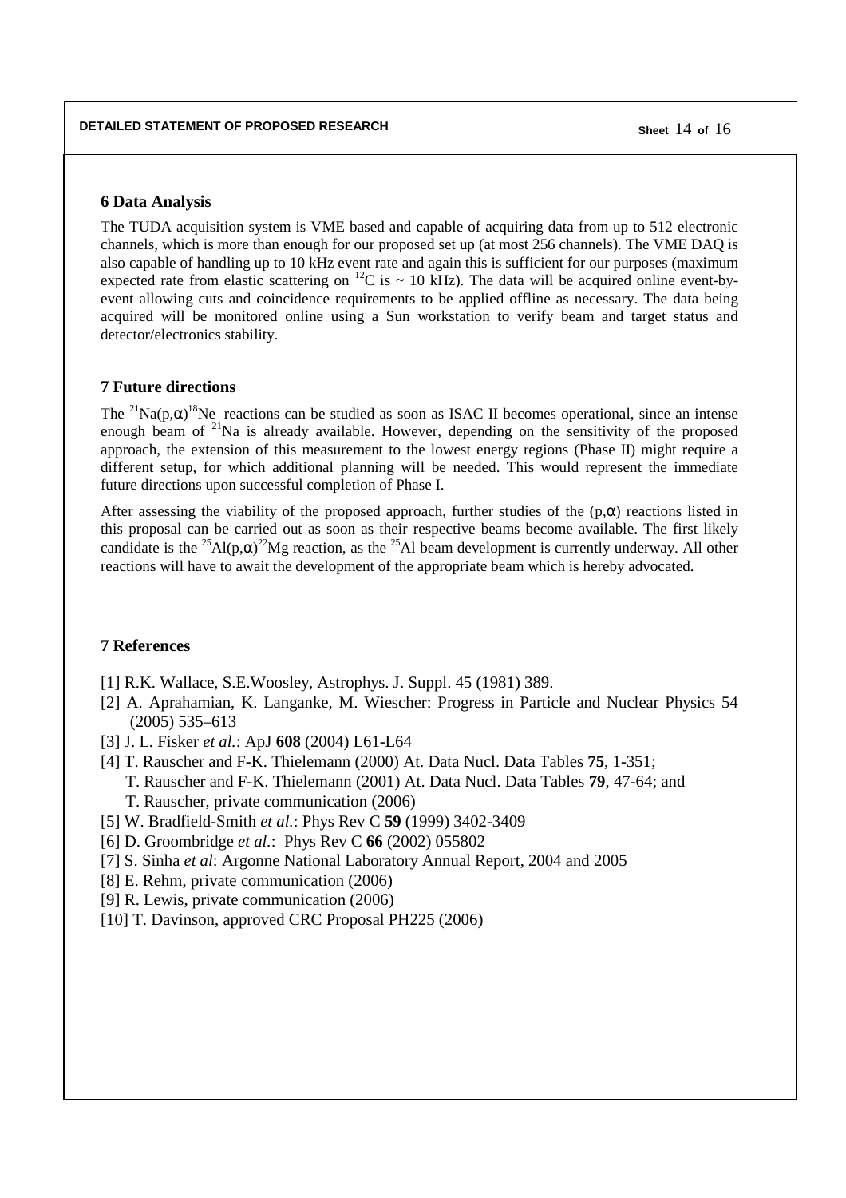## 6 Data Analysis

The TUDA acquisition system is VME based and capable of acquiring data from up to 512 electronic channels, which is more than enough for our proposed set up (at most 256 channels). The VME DAQ is also capable of handling up to 10 kHz event rate and again this is sufficient for our purposes (maximum expected rate from elastic scattering on $^{12}C$ is ~ 10 kHz). The data will be acquired online event-by-event allowing cuts and coincidence requirements to be applied offline as necessary. The data being acquired will be monitored online using a Sun workstation to verify beam and target status and detector/electronics stability.

## 7 Future directions

The $^{21}Na(p,\alpha)^{18}Ne$ reactions can be studied as soon as ISAC II becomes operational, since an intense enough beam of $^{21}Na$ is already available. However, depending on the sensitivity of the proposed approach, the extension of this measurement to the lowest energy regions (Phase II) might require a different setup, for which additional planning will be needed. This would represent the immediate future directions upon successful completion of Phase I.

After assessing the viability of the proposed approach, further studies of the $(p,\alpha)$ reactions listed in this proposal can be carried out as soon as their respective beams become available. The first likely candidate is the $^{25}Al(p,\alpha)^{22}Mg$ reaction, as the $^{25}Al$ beam development is currently underway. All other reactions will have to await the development of the appropriate beam which is hereby advocated.

## 7 References

[1] R.K. Wallace, S.E.Woosley, Astrophys. J. Suppl. 45 (1981) 389.

[2] A. Aprahamian, K. Langanke, M. Wiescher: Progress in Particle and Nuclear Physics 54 (2005) 535–613

[3] J. L. Fisker *et al.*: ApJ **608** (2004) L61-L64

[4] T. Rauscher and F-K. Thielemann (2000) At. Data Nucl. Data Tables **75**, 1-351;
T. Rauscher and F-K. Thielemann (2001) At. Data Nucl. Data Tables **79**, 47-64; and
T. Rauscher, private communication (2006)

[5] W. Bradfield-Smith *et al.*: Phys Rev C **59** (1999) 3402-3409

[6] D. Groombridge *et al.*: Phys Rev C **66** (2002) 055802

[7] S. Sinha *et al*: Argonne National Laboratory Annual Report, 2004 and 2005

[8] E. Rehm, private communication (2006)

[9] R. Lewis, private communication (2006)

[10] T. Davinson, approved CRC Proposal PH225 (2006)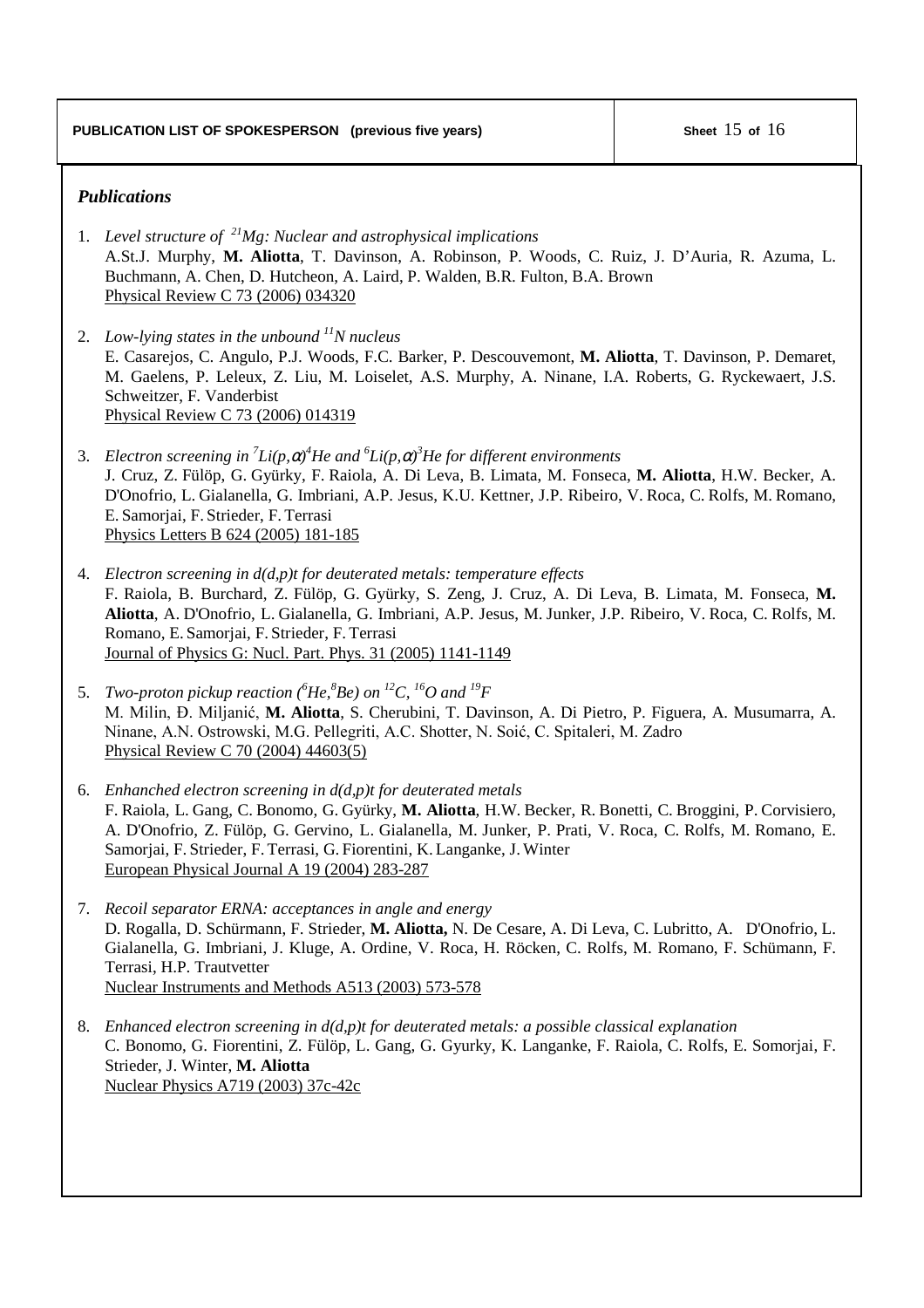| PUBLICATION LIST OF SPOKESPERSON (previous five years) | Sheet 15 of 16 |
| --- | --- |

### *Publications*

1. *Level structure of $^{21}Mg$: Nuclear and astrophysical implications*
   A.St.J. Murphy, **M. Aliotta**, T. Davinson, A. Robinson, P. Woods, C. Ruiz, J. D'Auria, R. Azuma, L. Buchmann, A. Chen, D. Hutcheon, A. Laird, P. Walden, B.R. Fulton, B.A. Brown
   Physical Review C 73 (2006) 034320

2. *Low-lying states in the unbound $^{11}N$ nucleus*
   E. Casarejos, C. Angulo, P.J. Woods, F.C. Barker, P. Descouvemont, **M. Aliotta**, T. Davinson, P. Demaret, M. Gaelens, P. Leleux, Z. Liu, M. Loiselet, A.S. Murphy, A. Ninane, I.A. Roberts, G. Ryckewaert, J.S. Schweitzer, F. Vanderbist
   Physical Review C 73 (2006) 014319

3. *Electron screening in $^{7}Li(p,\alpha)^{4}He$ and $^{6}Li(p,\alpha)^{3}He$ for different environments*
   J. Cruz, Z. Fülöp, G. Gyürky, F. Raiola, A. Di Leva, B. Limata, M. Fonseca, **M. Aliotta**, H.W. Becker, A. D'Onofrio, L. Gialanella, G. Imbriani, A.P. Jesus, K.U. Kettner, J.P. Ribeiro, V. Roca, C. Rolfs, M. Romano, E. Samorjai, F. Strieder, F. Terrasi
   Physics Letters B 624 (2005) 181-185

4. *Electron screening in d(d,p)t for deuterated metals: temperature effects*
   F. Raiola, B. Burchard, Z. Fülöp, G. Gyürky, S. Zeng, J. Cruz, A. Di Leva, B. Limata, M. Fonseca, **M. Aliotta**, A. D'Onofrio, L. Gialanella, G. Imbriani, A.P. Jesus, M. Junker, J.P. Ribeiro, V. Roca, C. Rolfs, M. Romano, E. Samorjai, F. Strieder, F. Terrasi
   Journal of Physics G: Nucl. Part. Phys. 31 (2005) 1141-1149

5. *Two-proton pickup reaction ($^{6}He$,$^{8}Be$) on $^{12}C$, $^{16}O$ and $^{19}F$*
   M. Milin, Đ. Miljanić, **M. Aliotta**, S. Cherubini, T. Davinson, A. Di Pietro, P. Figuera, A. Musumarra, A. Ninane, A.N. Ostrowski, M.G. Pellegriti, A.C. Shotter, N. Soić, C. Spitaleri, M. Zadro
   Physical Review C 70 (2004) 44603(5)

6. *Enhanched electron screening in d(d,p)t for deuterated metals*
   F. Raiola, L. Gang, C. Bonomo, G. Gyürky, **M. Aliotta**, H.W. Becker, R. Bonetti, C. Broggini, P. Corvisiero, A. D'Onofrio, Z. Fülöp, G. Gervino, L. Gialanella, M. Junker, P. Prati, V. Roca, C. Rolfs, M. Romano, E. Samorjai, F. Strieder, F. Terrasi, G. Fiorentini, K. Langanke, J. Winter
   European Physical Journal A 19 (2004) 283-287

7. *Recoil separator ERNA: acceptances in angle and energy*
   D. Rogalla, D. Schürmann, F. Strieder, **M. Aliotta,** N. De Cesare, A. Di Leva, C. Lubritto, A. D'Onofrio, L. Gialanella, G. Imbriani, J. Kluge, A. Ordine, V. Roca, H. Röcken, C. Rolfs, M. Romano, F. Schümann, F. Terrasi, H.P. Trautvetter
   Nuclear Instruments and Methods A513 (2003) 573-578

8. *Enhanced electron screening in d(d,p)t for deuterated metals: a possible classical explanation*
   C. Bonomo, G. Fiorentini, Z. Fülöp, L. Gang, G. Gyurky, K. Langanke, F. Raiola, C. Rolfs, E. Somorjai, F. Strieder, J. Winter, **M. Aliotta**
   Nuclear Physics A719 (2003) 37c-42c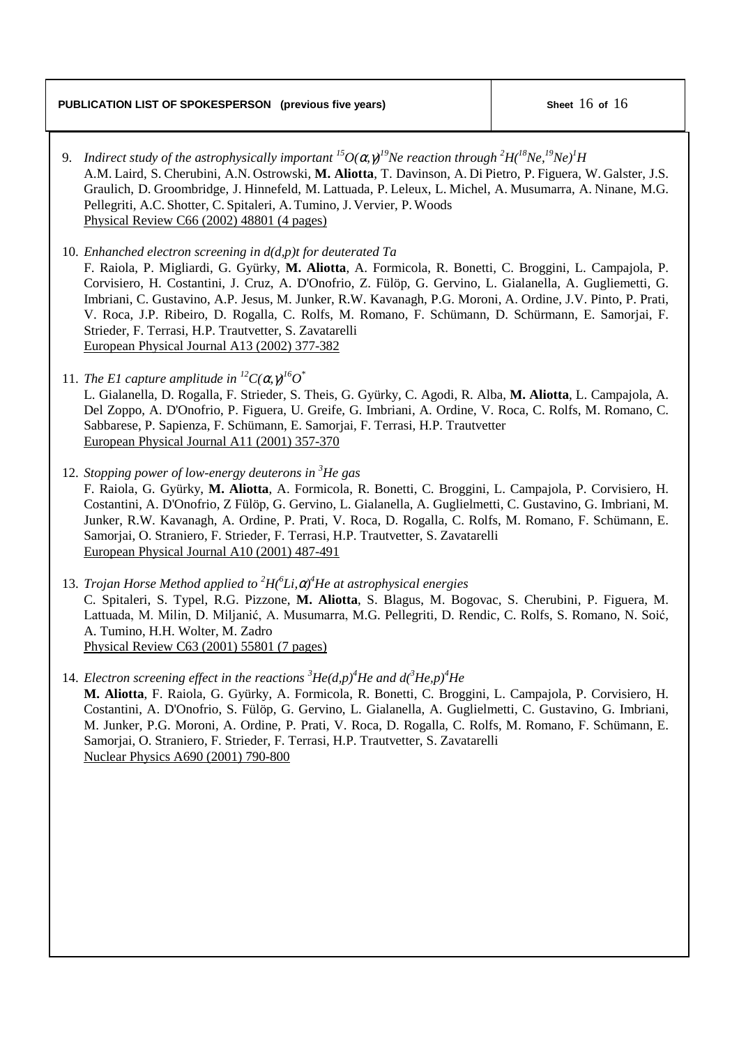9. *Indirect study of the astrophysically important $^{15}O(\alpha,\gamma)^{19}Ne$ reaction through $^{2}H(^{18}Ne,^{19}Ne)^{1}H$*
   A.M. Laird, S. Cherubini, A.N. Ostrowski, **M. Aliotta**, T. Davinson, A. Di Pietro, P. Figuera, W. Galster, J.S. Graulich, D. Groombridge, J. Hinnefeld, M. Lattuada, P. Leleux, L. Michel, A. Musumarra, A. Ninane, M.G. Pellegriti, A.C. Shotter, C. Spitaleri, A. Tumino, J. Vervier, P. Woods
   Physical Review C66 (2002) 48801 (4 pages)

10. *Enhanched electron screening in d(d,p)t for deuterated Ta*
    F. Raiola, P. Migliardi, G. Gyürky, **M. Aliotta**, A. Formicola, R. Bonetti, C. Broggini, L. Campajola, P. Corvisiero, H. Costantini, J. Cruz, A. D'Onofrio, Z. Fülöp, G. Gervino, L. Gialanella, A. Gugliemetti, G. Imbriani, C. Gustavino, A.P. Jesus, M. Junker, R.W. Kavanagh, P.G. Moroni, A. Ordine, J.V. Pinto, P. Prati, V. Roca, J.P. Ribeiro, D. Rogalla, C. Rolfs, M. Romano, F. Schümann, D. Schürmann, E. Samorjai, F. Strieder, F. Terrasi, H.P. Trautvetter, S. Zavatarelli
    European Physical Journal A13 (2002) 377-382

11. *The E1 capture amplitude in $^{12}C(\alpha,\gamma)^{16}O^{*}$*
    L. Gialanella, D. Rogalla, F. Strieder, S. Theis, G. Gyürky, C. Agodi, R. Alba, **M. Aliotta**, L. Campajola, A. Del Zoppo, A. D'Onofrio, P. Figuera, U. Greife, G. Imbriani, A. Ordine, V. Roca, C. Rolfs, M. Romano, C. Sabbarese, P. Sapienza, F. Schümann, E. Samorjai, F. Terrasi, H.P. Trautvetter
    European Physical Journal A11 (2001) 357-370

12. *Stopping power of low-energy deuterons in $^{3}He$ gas*
    F. Raiola, G. Gyürky, **M. Aliotta**, A. Formicola, R. Bonetti, C. Broggini, L. Campajola, P. Corvisiero, H. Costantini, A. D'Onofrio, Z Fülöp, G. Gervino, L. Gialanella, A. Guglielmetti, C. Gustavino, G. Imbriani, M. Junker, R.W. Kavanagh, A. Ordine, P. Prati, V. Roca, D. Rogalla, C. Rolfs, M. Romano, F. Schümann, E. Samorjai, O. Straniero, F. Strieder, F. Terrasi, H.P. Trautvetter, S. Zavatarelli
    European Physical Journal A10 (2001) 487-491

13. *Trojan Horse Method applied to $^{2}H(^{6}Li,\alpha)^{4}He$ at astrophysical energies*
    C. Spitaleri, S. Typel, R.G. Pizzone, **M. Aliotta**, S. Blagus, M. Bogovac, S. Cherubini, P. Figuera, M. Lattuada, M. Milin, D. Miljanić, A. Musumarra, M.G. Pellegriti, D. Rendic, C. Rolfs, S. Romano, N. Soić, A. Tumino, H.H. Wolter, M. Zadro
    Physical Review C63 (2001) 55801 (7 pages)

14. *Electron screening effect in the reactions $^{3}He(d,p)^{4}He$ and $d(^{3}He,p)^{4}He$*
    **M. Aliotta**, F. Raiola, G. Gyürky, A. Formicola, R. Bonetti, C. Broggini, L. Campajola, P. Corvisiero, H. Costantini, A. D'Onofrio, S. Fülöp, G. Gervino, L. Gialanella, A. Guglielmetti, C. Gustavino, G. Imbriani, M. Junker, P.G. Moroni, A. Ordine, P. Prati, V. Roca, D. Rogalla, C. Rolfs, M. Romano, F. Schümann, E. Samorjai, O. Straniero, F. Strieder, F. Terrasi, H.P. Trautvetter, S. Zavatarelli
    Nuclear Physics A690 (2001) 790-800